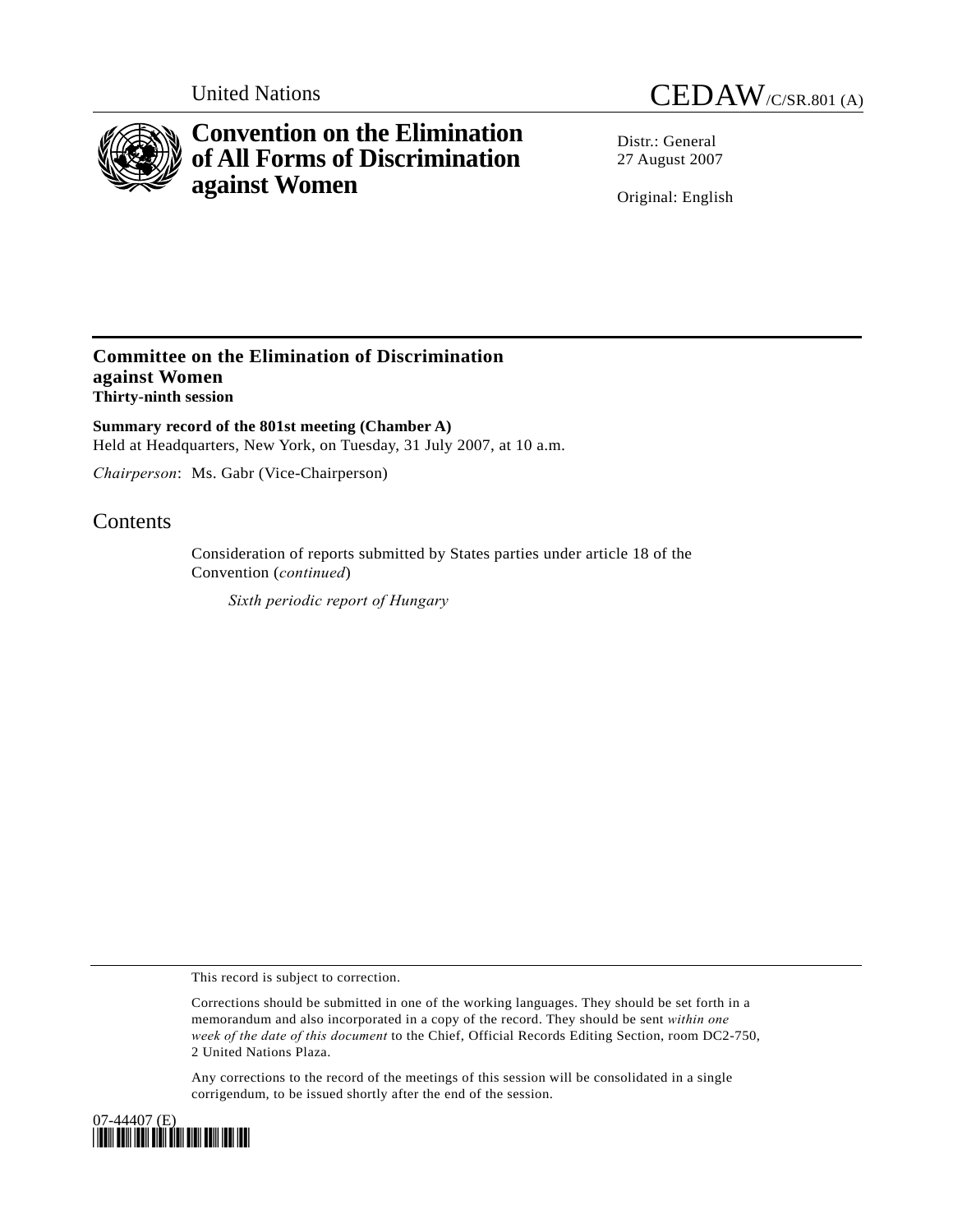United Nations CEDAW/C/SR.801 (A)

# Convention on the Elimination of All Forms of Discrimination against Women

Distr.: General
27 August 2007

Original: English

## Committee on the Elimination of Discrimination against Women
**Thirty-ninth session**

**Summary record of the 801st meeting (Chamber A)**
Held at Headquarters, New York, on Tuesday, 31 July 2007, at 10 a.m.

*Chairperson*: Ms. Gabr (Vice-Chairperson)

## Contents

Consideration of reports submitted by States parties under article 18 of the Convention (*continued*)

*Sixth periodic report of Hungary*

---

This record is subject to correction.

Corrections should be submitted in one of the working languages. They should be set forth in a memorandum and also incorporated in a copy of the record. They should be sent *within one week of the date of this document* to the Chief, Official Records Editing Section, room DC2-750, 2 United Nations Plaza.

Any corrections to the record of the meetings of this session will be consolidated in a single corrigendum, to be issued shortly after the end of the session.

07-44407 (E)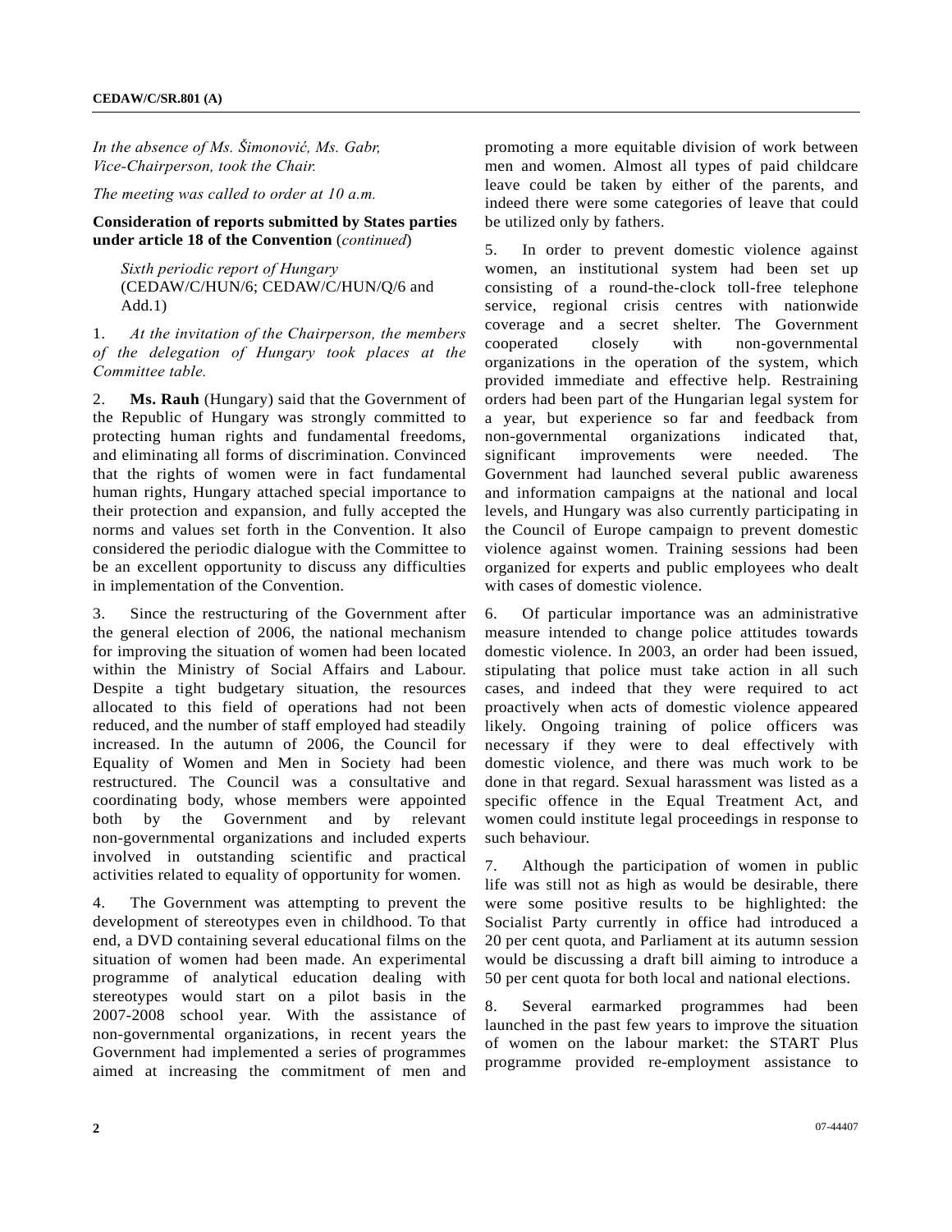*In the absence of Ms. Šimonović, Ms. Gabr, Vice-Chairperson, took the Chair.*

*The meeting was called to order at 10 a.m.*

**Consideration of reports submitted by States parties under article 18 of the Convention** (*continued*)

*Sixth periodic report of Hungary* (CEDAW/C/HUN/6; CEDAW/C/HUN/Q/6 and Add.1)

1. *At the invitation of the Chairperson, the members of the delegation of Hungary took places at the Committee table.*

2. **Ms. Rauh** (Hungary) said that the Government of the Republic of Hungary was strongly committed to protecting human rights and fundamental freedoms, and eliminating all forms of discrimination. Convinced that the rights of women were in fact fundamental human rights, Hungary attached special importance to their protection and expansion, and fully accepted the norms and values set forth in the Convention. It also considered the periodic dialogue with the Committee to be an excellent opportunity to discuss any difficulties in implementation of the Convention.

3. Since the restructuring of the Government after the general election of 2006, the national mechanism for improving the situation of women had been located within the Ministry of Social Affairs and Labour. Despite a tight budgetary situation, the resources allocated to this field of operations had not been reduced, and the number of staff employed had steadily increased. In the autumn of 2006, the Council for Equality of Women and Men in Society had been restructured. The Council was a consultative and coordinating body, whose members were appointed both by the Government and by relevant non-governmental organizations and included experts involved in outstanding scientific and practical activities related to equality of opportunity for women.

4. The Government was attempting to prevent the development of stereotypes even in childhood. To that end, a DVD containing several educational films on the situation of women had been made. An experimental programme of analytical education dealing with stereotypes would start on a pilot basis in the 2007-2008 school year. With the assistance of non-governmental organizations, in recent years the Government had implemented a series of programmes aimed at increasing the commitment of men and promoting a more equitable division of work between men and women. Almost all types of paid childcare leave could be taken by either of the parents, and indeed there were some categories of leave that could be utilized only by fathers.

5. In order to prevent domestic violence against women, an institutional system had been set up consisting of a round-the-clock toll-free telephone service, regional crisis centres with nationwide coverage and a secret shelter. The Government cooperated closely with non-governmental organizations in the operation of the system, which provided immediate and effective help. Restraining orders had been part of the Hungarian legal system for a year, but experience so far and feedback from non-governmental organizations indicated that, significant improvements were needed. The Government had launched several public awareness and information campaigns at the national and local levels, and Hungary was also currently participating in the Council of Europe campaign to prevent domestic violence against women. Training sessions had been organized for experts and public employees who dealt with cases of domestic violence.

6. Of particular importance was an administrative measure intended to change police attitudes towards domestic violence. In 2003, an order had been issued, stipulating that police must take action in all such cases, and indeed that they were required to act proactively when acts of domestic violence appeared likely. Ongoing training of police officers was necessary if they were to deal effectively with domestic violence, and there was much work to be done in that regard. Sexual harassment was listed as a specific offence in the Equal Treatment Act, and women could institute legal proceedings in response to such behaviour.

7. Although the participation of women in public life was still not as high as would be desirable, there were some positive results to be highlighted: the Socialist Party currently in office had introduced a 20 per cent quota, and Parliament at its autumn session would be discussing a draft bill aiming to introduce a 50 per cent quota for both local and national elections.

8. Several earmarked programmes had been launched in the past few years to improve the situation of women on the labour market: the START Plus programme provided re-employment assistance to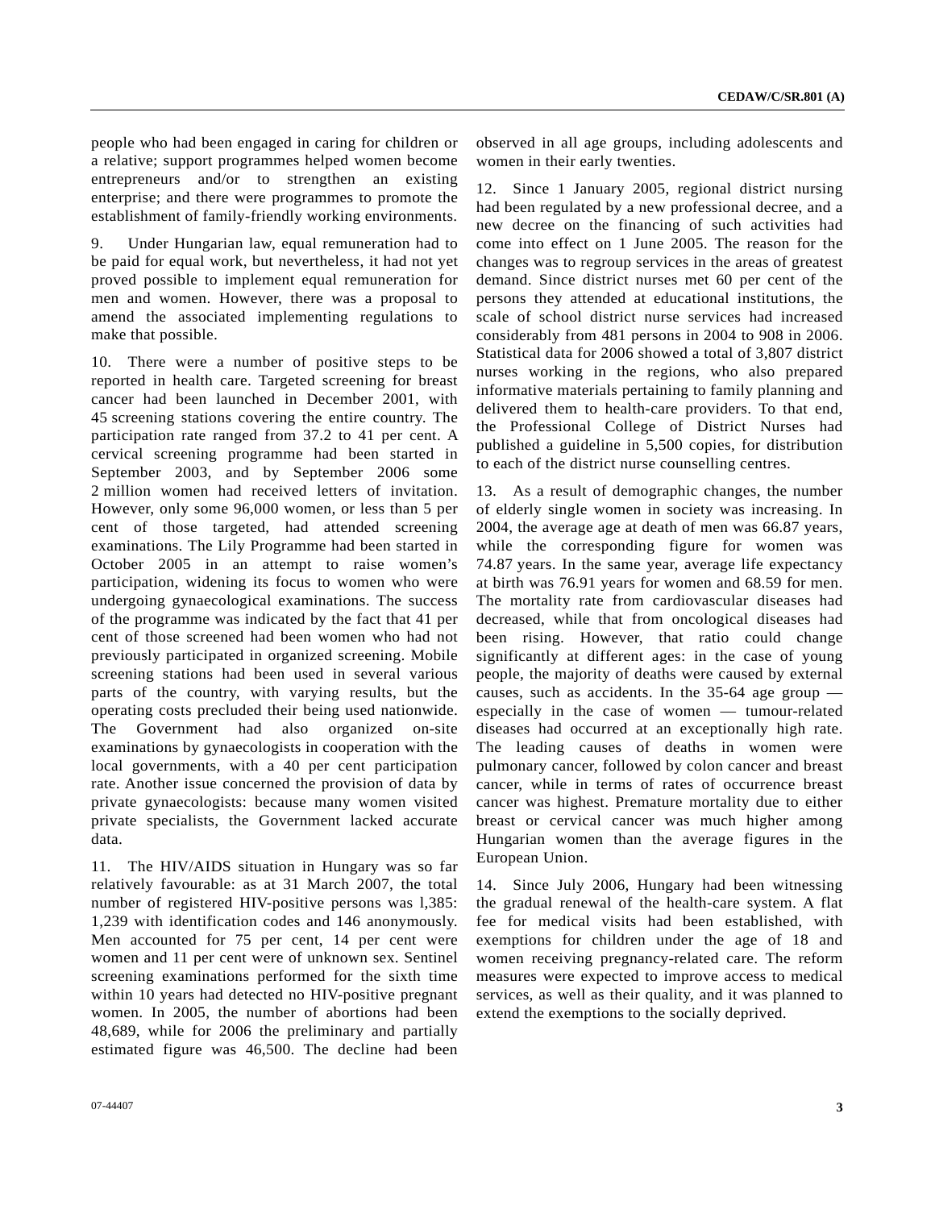people who had been engaged in caring for children or a relative; support programmes helped women become entrepreneurs and/or to strengthen an existing enterprise; and there were programmes to promote the establishment of family-friendly working environments.

9. Under Hungarian law, equal remuneration had to be paid for equal work, but nevertheless, it had not yet proved possible to implement equal remuneration for men and women. However, there was a proposal to amend the associated implementing regulations to make that possible.

10. There were a number of positive steps to be reported in health care. Targeted screening for breast cancer had been launched in December 2001, with 45 screening stations covering the entire country. The participation rate ranged from 37.2 to 41 per cent. A cervical screening programme had been started in September 2003, and by September 2006 some 2 million women had received letters of invitation. However, only some 96,000 women, or less than 5 per cent of those targeted, had attended screening examinations. The Lily Programme had been started in October 2005 in an attempt to raise women's participation, widening its focus to women who were undergoing gynaecological examinations. The success of the programme was indicated by the fact that 41 per cent of those screened had been women who had not previously participated in organized screening. Mobile screening stations had been used in several various parts of the country, with varying results, but the operating costs precluded their being used nationwide. The Government had also organized on-site examinations by gynaecologists in cooperation with the local governments, with a 40 per cent participation rate. Another issue concerned the provision of data by private gynaecologists: because many women visited private specialists, the Government lacked accurate data.

11. The HIV/AIDS situation in Hungary was so far relatively favourable: as at 31 March 2007, the total number of registered HIV-positive persons was l,385: 1,239 with identification codes and 146 anonymously. Men accounted for 75 per cent, 14 per cent were women and 11 per cent were of unknown sex. Sentinel screening examinations performed for the sixth time within 10 years had detected no HIV-positive pregnant women. In 2005, the number of abortions had been 48,689, while for 2006 the preliminary and partially estimated figure was 46,500. The decline had been observed in all age groups, including adolescents and women in their early twenties.

12. Since 1 January 2005, regional district nursing had been regulated by a new professional decree, and a new decree on the financing of such activities had come into effect on 1 June 2005. The reason for the changes was to regroup services in the areas of greatest demand. Since district nurses met 60 per cent of the persons they attended at educational institutions, the scale of school district nurse services had increased considerably from 481 persons in 2004 to 908 in 2006. Statistical data for 2006 showed a total of 3,807 district nurses working in the regions, who also prepared informative materials pertaining to family planning and delivered them to health-care providers. To that end, the Professional College of District Nurses had published a guideline in 5,500 copies, for distribution to each of the district nurse counselling centres.

13. As a result of demographic changes, the number of elderly single women in society was increasing. In 2004, the average age at death of men was 66.87 years, while the corresponding figure for women was 74.87 years. In the same year, average life expectancy at birth was 76.91 years for women and 68.59 for men. The mortality rate from cardiovascular diseases had decreased, while that from oncological diseases had been rising. However, that ratio could change significantly at different ages: in the case of young people, the majority of deaths were caused by external causes, such as accidents. In the 35-64 age group — especially in the case of women — tumour-related diseases had occurred at an exceptionally high rate. The leading causes of deaths in women were pulmonary cancer, followed by colon cancer and breast cancer, while in terms of rates of occurrence breast cancer was highest. Premature mortality due to either breast or cervical cancer was much higher among Hungarian women than the average figures in the European Union.

14. Since July 2006, Hungary had been witnessing the gradual renewal of the health-care system. A flat fee for medical visits had been established, with exemptions for children under the age of 18 and women receiving pregnancy-related care. The reform measures were expected to improve access to medical services, as well as their quality, and it was planned to extend the exemptions to the socially deprived.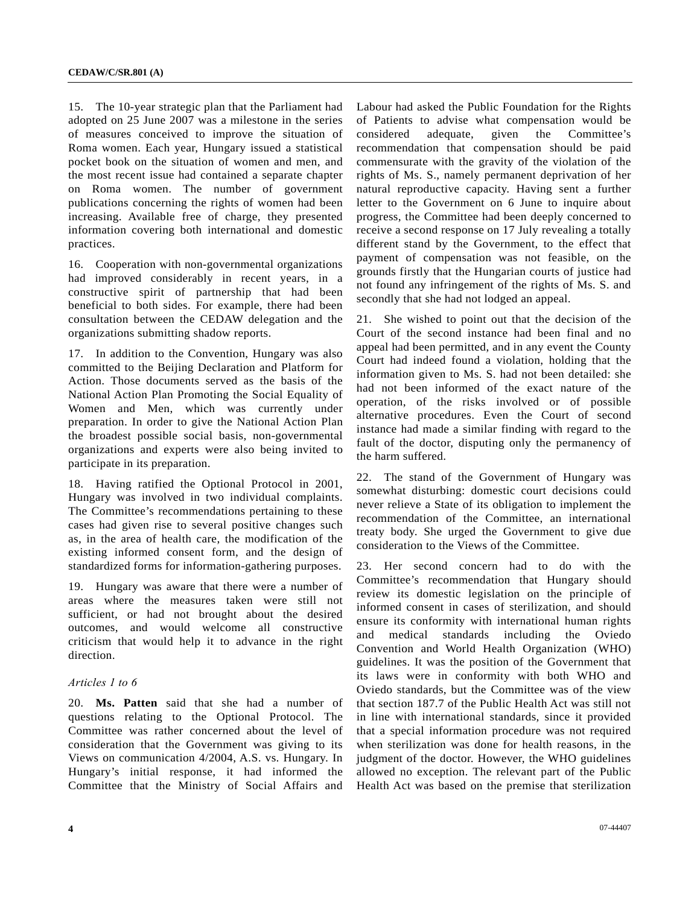15. The 10-year strategic plan that the Parliament had adopted on 25 June 2007 was a milestone in the series of measures conceived to improve the situation of Roma women. Each year, Hungary issued a statistical pocket book on the situation of women and men, and the most recent issue had contained a separate chapter on Roma women. The number of government publications concerning the rights of women had been increasing. Available free of charge, they presented information covering both international and domestic practices.

16. Cooperation with non-governmental organizations had improved considerably in recent years, in a constructive spirit of partnership that had been beneficial to both sides. For example, there had been consultation between the CEDAW delegation and the organizations submitting shadow reports.

17. In addition to the Convention, Hungary was also committed to the Beijing Declaration and Platform for Action. Those documents served as the basis of the National Action Plan Promoting the Social Equality of Women and Men, which was currently under preparation. In order to give the National Action Plan the broadest possible social basis, non-governmental organizations and experts were also being invited to participate in its preparation.

18. Having ratified the Optional Protocol in 2001, Hungary was involved in two individual complaints. The Committee's recommendations pertaining to these cases had given rise to several positive changes such as, in the area of health care, the modification of the existing informed consent form, and the design of standardized forms for information-gathering purposes.

19. Hungary was aware that there were a number of areas where the measures taken were still not sufficient, or had not brought about the desired outcomes, and would welcome all constructive criticism that would help it to advance in the right direction.

*Articles 1 to 6*

20. **Ms. Patten** said that she had a number of questions relating to the Optional Protocol. The Committee was rather concerned about the level of consideration that the Government was giving to its Views on communication 4/2004, A.S. vs. Hungary. In Hungary's initial response, it had informed the Committee that the Ministry of Social Affairs and Labour had asked the Public Foundation for the Rights of Patients to advise what compensation would be considered adequate, given the Committee's recommendation that compensation should be paid commensurate with the gravity of the violation of the rights of Ms. S., namely permanent deprivation of her natural reproductive capacity. Having sent a further letter to the Government on 6 June to inquire about progress, the Committee had been deeply concerned to receive a second response on 17 July revealing a totally different stand by the Government, to the effect that payment of compensation was not feasible, on the grounds firstly that the Hungarian courts of justice had not found any infringement of the rights of Ms. S. and secondly that she had not lodged an appeal.

21. She wished to point out that the decision of the Court of the second instance had been final and no appeal had been permitted, and in any event the County Court had indeed found a violation, holding that the information given to Ms. S. had not been detailed: she had not been informed of the exact nature of the operation, of the risks involved or of possible alternative procedures. Even the Court of second instance had made a similar finding with regard to the fault of the doctor, disputing only the permanency of the harm suffered.

22. The stand of the Government of Hungary was somewhat disturbing: domestic court decisions could never relieve a State of its obligation to implement the recommendation of the Committee, an international treaty body. She urged the Government to give due consideration to the Views of the Committee.

23. Her second concern had to do with the Committee's recommendation that Hungary should review its domestic legislation on the principle of informed consent in cases of sterilization, and should ensure its conformity with international human rights and medical standards including the Oviedo Convention and World Health Organization (WHO) guidelines. It was the position of the Government that its laws were in conformity with both WHO and Oviedo standards, but the Committee was of the view that section 187.7 of the Public Health Act was still not in line with international standards, since it provided that a special information procedure was not required when sterilization was done for health reasons, in the judgment of the doctor. However, the WHO guidelines allowed no exception. The relevant part of the Public Health Act was based on the premise that sterilization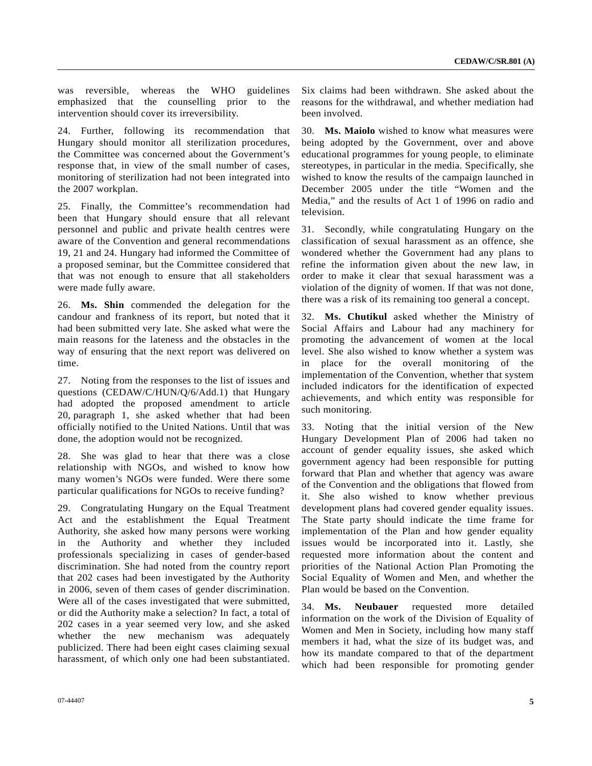was reversible, whereas the WHO guidelines emphasized that the counselling prior to the intervention should cover its irreversibility.

24. Further, following its recommendation that Hungary should monitor all sterilization procedures, the Committee was concerned about the Government's response that, in view of the small number of cases, monitoring of sterilization had not been integrated into the 2007 workplan.

25. Finally, the Committee's recommendation had been that Hungary should ensure that all relevant personnel and public and private health centres were aware of the Convention and general recommendations 19, 21 and 24. Hungary had informed the Committee of a proposed seminar, but the Committee considered that that was not enough to ensure that all stakeholders were made fully aware.

26. **Ms. Shin** commended the delegation for the candour and frankness of its report, but noted that it had been submitted very late. She asked what were the main reasons for the lateness and the obstacles in the way of ensuring that the next report was delivered on time.

27. Noting from the responses to the list of issues and questions (CEDAW/C/HUN/Q/6/Add.1) that Hungary had adopted the proposed amendment to article 20, paragraph 1, she asked whether that had been officially notified to the United Nations. Until that was done, the adoption would not be recognized.

28. She was glad to hear that there was a close relationship with NGOs, and wished to know how many women's NGOs were funded. Were there some particular qualifications for NGOs to receive funding?

29. Congratulating Hungary on the Equal Treatment Act and the establishment the Equal Treatment Authority, she asked how many persons were working in the Authority and whether they included professionals specializing in cases of gender-based discrimination. She had noted from the country report that 202 cases had been investigated by the Authority in 2006, seven of them cases of gender discrimination. Were all of the cases investigated that were submitted, or did the Authority make a selection? In fact, a total of 202 cases in a year seemed very low, and she asked whether the new mechanism was adequately publicized. There had been eight cases claiming sexual harassment, of which only one had been substantiated. Six claims had been withdrawn. She asked about the reasons for the withdrawal, and whether mediation had been involved.

30. **Ms. Maiolo** wished to know what measures were being adopted by the Government, over and above educational programmes for young people, to eliminate stereotypes, in particular in the media. Specifically, she wished to know the results of the campaign launched in December 2005 under the title "Women and the Media," and the results of Act 1 of 1996 on radio and television.

31. Secondly, while congratulating Hungary on the classification of sexual harassment as an offence, she wondered whether the Government had any plans to refine the information given about the new law, in order to make it clear that sexual harassment was a violation of the dignity of women. If that was not done, there was a risk of its remaining too general a concept.

32. **Ms. Chutikul** asked whether the Ministry of Social Affairs and Labour had any machinery for promoting the advancement of women at the local level. She also wished to know whether a system was in place for the overall monitoring of the implementation of the Convention, whether that system included indicators for the identification of expected achievements, and which entity was responsible for such monitoring.

33. Noting that the initial version of the New Hungary Development Plan of 2006 had taken no account of gender equality issues, she asked which government agency had been responsible for putting forward that Plan and whether that agency was aware of the Convention and the obligations that flowed from it. She also wished to know whether previous development plans had covered gender equality issues. The State party should indicate the time frame for implementation of the Plan and how gender equality issues would be incorporated into it. Lastly, she requested more information about the content and priorities of the National Action Plan Promoting the Social Equality of Women and Men, and whether the Plan would be based on the Convention.

34. **Ms. Neubauer** requested more detailed information on the work of the Division of Equality of Women and Men in Society, including how many staff members it had, what the size of its budget was, and how its mandate compared to that of the department which had been responsible for promoting gender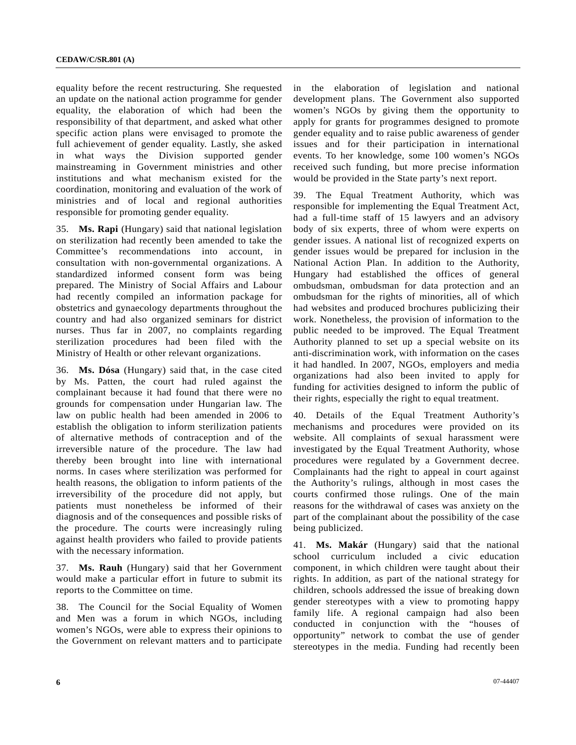equality before the recent restructuring. She requested an update on the national action programme for gender equality, the elaboration of which had been the responsibility of that department, and asked what other specific action plans were envisaged to promote the full achievement of gender equality. Lastly, she asked in what ways the Division supported gender mainstreaming in Government ministries and other institutions and what mechanism existed for the coordination, monitoring and evaluation of the work of ministries and of local and regional authorities responsible for promoting gender equality.

35. **Ms. Rapi** (Hungary) said that national legislation on sterilization had recently been amended to take the Committee's recommendations into account, in consultation with non-governmental organizations. A standardized informed consent form was being prepared. The Ministry of Social Affairs and Labour had recently compiled an information package for obstetrics and gynaecology departments throughout the country and had also organized seminars for district nurses. Thus far in 2007, no complaints regarding sterilization procedures had been filed with the Ministry of Health or other relevant organizations.

36. **Ms. Dósa** (Hungary) said that, in the case cited by Ms. Patten, the court had ruled against the complainant because it had found that there were no grounds for compensation under Hungarian law. The law on public health had been amended in 2006 to establish the obligation to inform sterilization patients of alternative methods of contraception and of the irreversible nature of the procedure. The law had thereby been brought into line with international norms. In cases where sterilization was performed for health reasons, the obligation to inform patients of the irreversibility of the procedure did not apply, but patients must nonetheless be informed of their diagnosis and of the consequences and possible risks of the procedure. The courts were increasingly ruling against health providers who failed to provide patients with the necessary information.

37. **Ms. Rauh** (Hungary) said that her Government would make a particular effort in future to submit its reports to the Committee on time.

38. The Council for the Social Equality of Women and Men was a forum in which NGOs, including women's NGOs, were able to express their opinions to the Government on relevant matters and to participate in the elaboration of legislation and national development plans. The Government also supported women's NGOs by giving them the opportunity to apply for grants for programmes designed to promote gender equality and to raise public awareness of gender issues and for their participation in international events. To her knowledge, some 100 women's NGOs received such funding, but more precise information would be provided in the State party's next report.

39. The Equal Treatment Authority, which was responsible for implementing the Equal Treatment Act, had a full-time staff of 15 lawyers and an advisory body of six experts, three of whom were experts on gender issues. A national list of recognized experts on gender issues would be prepared for inclusion in the National Action Plan. In addition to the Authority, Hungary had established the offices of general ombudsman, ombudsman for data protection and an ombudsman for the rights of minorities, all of which had websites and produced brochures publicizing their work. Nonetheless, the provision of information to the public needed to be improved. The Equal Treatment Authority planned to set up a special website on its anti-discrimination work, with information on the cases it had handled. In 2007, NGOs, employers and media organizations had also been invited to apply for funding for activities designed to inform the public of their rights, especially the right to equal treatment.

40. Details of the Equal Treatment Authority's mechanisms and procedures were provided on its website. All complaints of sexual harassment were investigated by the Equal Treatment Authority, whose procedures were regulated by a Government decree. Complainants had the right to appeal in court against the Authority's rulings, although in most cases the courts confirmed those rulings. One of the main reasons for the withdrawal of cases was anxiety on the part of the complainant about the possibility of the case being publicized.

41. **Ms. Makár** (Hungary) said that the national school curriculum included a civic education component, in which children were taught about their rights. In addition, as part of the national strategy for children, schools addressed the issue of breaking down gender stereotypes with a view to promoting happy family life. A regional campaign had also been conducted in conjunction with the "houses of opportunity" network to combat the use of gender stereotypes in the media. Funding had recently been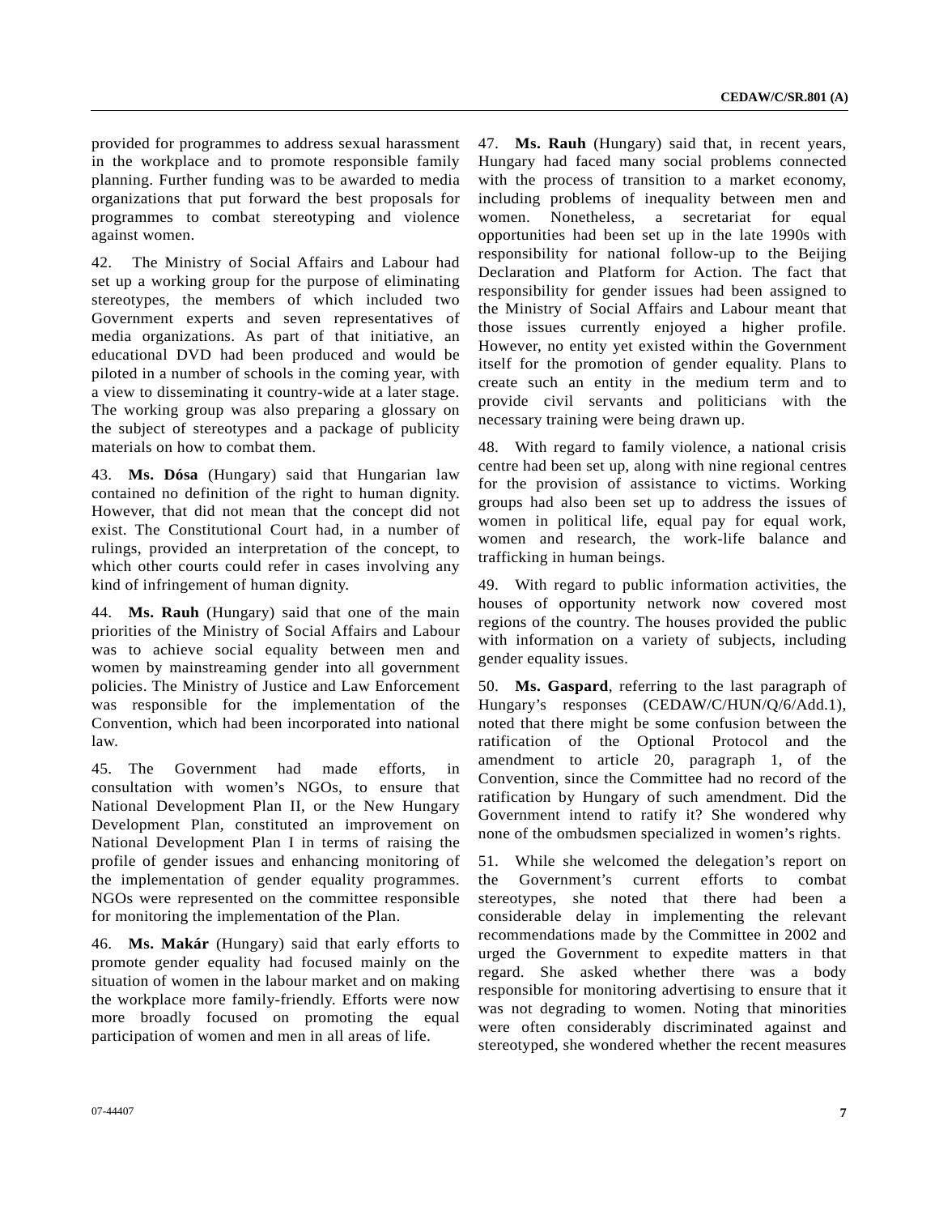provided for programmes to address sexual harassment in the workplace and to promote responsible family planning. Further funding was to be awarded to media organizations that put forward the best proposals for programmes to combat stereotyping and violence against women.

42. The Ministry of Social Affairs and Labour had set up a working group for the purpose of eliminating stereotypes, the members of which included two Government experts and seven representatives of media organizations. As part of that initiative, an educational DVD had been produced and would be piloted in a number of schools in the coming year, with a view to disseminating it country-wide at a later stage. The working group was also preparing a glossary on the subject of stereotypes and a package of publicity materials on how to combat them.

43. **Ms. Dósa** (Hungary) said that Hungarian law contained no definition of the right to human dignity. However, that did not mean that the concept did not exist. The Constitutional Court had, in a number of rulings, provided an interpretation of the concept, to which other courts could refer in cases involving any kind of infringement of human dignity.

44. **Ms. Rauh** (Hungary) said that one of the main priorities of the Ministry of Social Affairs and Labour was to achieve social equality between men and women by mainstreaming gender into all government policies. The Ministry of Justice and Law Enforcement was responsible for the implementation of the Convention, which had been incorporated into national law.

45. The Government had made efforts, in consultation with women's NGOs, to ensure that National Development Plan II, or the New Hungary Development Plan, constituted an improvement on National Development Plan I in terms of raising the profile of gender issues and enhancing monitoring of the implementation of gender equality programmes. NGOs were represented on the committee responsible for monitoring the implementation of the Plan.

46. **Ms. Makár** (Hungary) said that early efforts to promote gender equality had focused mainly on the situation of women in the labour market and on making the workplace more family-friendly. Efforts were now more broadly focused on promoting the equal participation of women and men in all areas of life.

47. **Ms. Rauh** (Hungary) said that, in recent years, Hungary had faced many social problems connected with the process of transition to a market economy, including problems of inequality between men and women. Nonetheless, a secretariat for equal opportunities had been set up in the late 1990s with responsibility for national follow-up to the Beijing Declaration and Platform for Action. The fact that responsibility for gender issues had been assigned to the Ministry of Social Affairs and Labour meant that those issues currently enjoyed a higher profile. However, no entity yet existed within the Government itself for the promotion of gender equality. Plans to create such an entity in the medium term and to provide civil servants and politicians with the necessary training were being drawn up.

48. With regard to family violence, a national crisis centre had been set up, along with nine regional centres for the provision of assistance to victims. Working groups had also been set up to address the issues of women in political life, equal pay for equal work, women and research, the work-life balance and trafficking in human beings.

49. With regard to public information activities, the houses of opportunity network now covered most regions of the country. The houses provided the public with information on a variety of subjects, including gender equality issues.

50. **Ms. Gaspard**, referring to the last paragraph of Hungary's responses (CEDAW/C/HUN/Q/6/Add.1), noted that there might be some confusion between the ratification of the Optional Protocol and the amendment to article 20, paragraph 1, of the Convention, since the Committee had no record of the ratification by Hungary of such amendment. Did the Government intend to ratify it? She wondered why none of the ombudsmen specialized in women's rights.

51. While she welcomed the delegation's report on the Government's current efforts to combat stereotypes, she noted that there had been a considerable delay in implementing the relevant recommendations made by the Committee in 2002 and urged the Government to expedite matters in that regard. She asked whether there was a body responsible for monitoring advertising to ensure that it was not degrading to women. Noting that minorities were often considerably discriminated against and stereotyped, she wondered whether the recent measures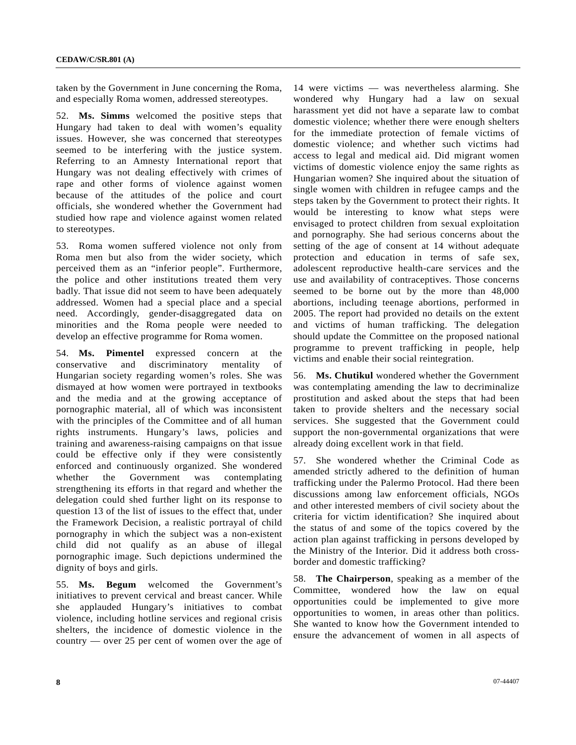taken by the Government in June concerning the Roma, and especially Roma women, addressed stereotypes.

52. **Ms. Simms** welcomed the positive steps that Hungary had taken to deal with women's equality issues. However, she was concerned that stereotypes seemed to be interfering with the justice system. Referring to an Amnesty International report that Hungary was not dealing effectively with crimes of rape and other forms of violence against women because of the attitudes of the police and court officials, she wondered whether the Government had studied how rape and violence against women related to stereotypes.

53. Roma women suffered violence not only from Roma men but also from the wider society, which perceived them as an "inferior people". Furthermore, the police and other institutions treated them very badly. That issue did not seem to have been adequately addressed. Women had a special place and a special need. Accordingly, gender-disaggregated data on minorities and the Roma people were needed to develop an effective programme for Roma women.

54. **Ms. Pimentel** expressed concern at the conservative and discriminatory mentality of Hungarian society regarding women's roles. She was dismayed at how women were portrayed in textbooks and the media and at the growing acceptance of pornographic material, all of which was inconsistent with the principles of the Committee and of all human rights instruments. Hungary's laws, policies and training and awareness-raising campaigns on that issue could be effective only if they were consistently enforced and continuously organized. She wondered whether the Government was contemplating strengthening its efforts in that regard and whether the delegation could shed further light on its response to question 13 of the list of issues to the effect that, under the Framework Decision, a realistic portrayal of child pornography in which the subject was a non-existent child did not qualify as an abuse of illegal pornographic image. Such depictions undermined the dignity of boys and girls.

55. **Ms. Begum** welcomed the Government's initiatives to prevent cervical and breast cancer. While she applauded Hungary's initiatives to combat violence, including hotline services and regional crisis shelters, the incidence of domestic violence in the country — over 25 per cent of women over the age of 14 were victims — was nevertheless alarming. She wondered why Hungary had a law on sexual harassment yet did not have a separate law to combat domestic violence; whether there were enough shelters for the immediate protection of female victims of domestic violence; and whether such victims had access to legal and medical aid. Did migrant women victims of domestic violence enjoy the same rights as Hungarian women? She inquired about the situation of single women with children in refugee camps and the steps taken by the Government to protect their rights. It would be interesting to know what steps were envisaged to protect children from sexual exploitation and pornography. She had serious concerns about the setting of the age of consent at 14 without adequate protection and education in terms of safe sex, adolescent reproductive health-care services and the use and availability of contraceptives. Those concerns seemed to be borne out by the more than 48,000 abortions, including teenage abortions, performed in 2005. The report had provided no details on the extent and victims of human trafficking. The delegation should update the Committee on the proposed national programme to prevent trafficking in people, help victims and enable their social reintegration.

56. **Ms. Chutikul** wondered whether the Government was contemplating amending the law to decriminalize prostitution and asked about the steps that had been taken to provide shelters and the necessary social services. She suggested that the Government could support the non-governmental organizations that were already doing excellent work in that field.

57. She wondered whether the Criminal Code as amended strictly adhered to the definition of human trafficking under the Palermo Protocol. Had there been discussions among law enforcement officials, NGOs and other interested members of civil society about the criteria for victim identification? She inquired about the status of and some of the topics covered by the action plan against trafficking in persons developed by the Ministry of the Interior. Did it address both cross-border and domestic trafficking?

58. **The Chairperson**, speaking as a member of the Committee, wondered how the law on equal opportunities could be implemented to give more opportunities to women, in areas other than politics. She wanted to know how the Government intended to ensure the advancement of women in all aspects of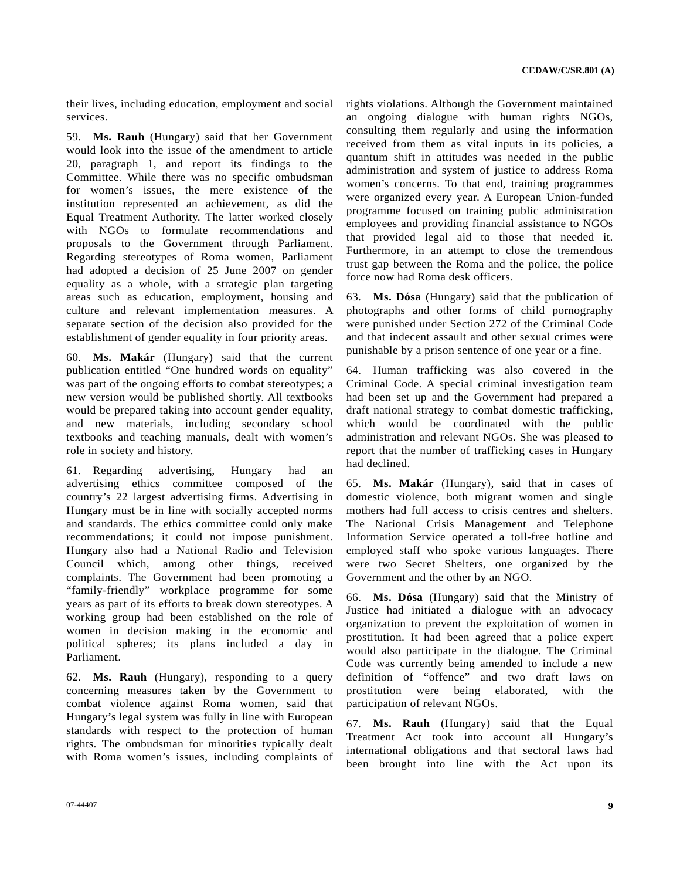their lives, including education, employment and social services.

59. **Ms. Rauh** (Hungary) said that her Government would look into the issue of the amendment to article 20, paragraph 1, and report its findings to the Committee. While there was no specific ombudsman for women's issues, the mere existence of the institution represented an achievement, as did the Equal Treatment Authority. The latter worked closely with NGOs to formulate recommendations and proposals to the Government through Parliament. Regarding stereotypes of Roma women, Parliament had adopted a decision of 25 June 2007 on gender equality as a whole, with a strategic plan targeting areas such as education, employment, housing and culture and relevant implementation measures. A separate section of the decision also provided for the establishment of gender equality in four priority areas.

60. **Ms. Makár** (Hungary) said that the current publication entitled "One hundred words on equality" was part of the ongoing efforts to combat stereotypes; a new version would be published shortly. All textbooks would be prepared taking into account gender equality, and new materials, including secondary school textbooks and teaching manuals, dealt with women's role in society and history.

61. Regarding advertising, Hungary had an advertising ethics committee composed of the country's 22 largest advertising firms. Advertising in Hungary must be in line with socially accepted norms and standards. The ethics committee could only make recommendations; it could not impose punishment. Hungary also had a National Radio and Television Council which, among other things, received complaints. The Government had been promoting a "family-friendly" workplace programme for some years as part of its efforts to break down stereotypes. A working group had been established on the role of women in decision making in the economic and political spheres; its plans included a day in Parliament.

62. **Ms. Rauh** (Hungary), responding to a query concerning measures taken by the Government to combat violence against Roma women, said that Hungary's legal system was fully in line with European standards with respect to the protection of human rights. The ombudsman for minorities typically dealt with Roma women's issues, including complaints of rights violations. Although the Government maintained an ongoing dialogue with human rights NGOs, consulting them regularly and using the information received from them as vital inputs in its policies, a quantum shift in attitudes was needed in the public administration and system of justice to address Roma women's concerns. To that end, training programmes were organized every year. A European Union-funded programme focused on training public administration employees and providing financial assistance to NGOs that provided legal aid to those that needed it. Furthermore, in an attempt to close the tremendous trust gap between the Roma and the police, the police force now had Roma desk officers.

63. **Ms. Dósa** (Hungary) said that the publication of photographs and other forms of child pornography were punished under Section 272 of the Criminal Code and that indecent assault and other sexual crimes were punishable by a prison sentence of one year or a fine.

64. Human trafficking was also covered in the Criminal Code. A special criminal investigation team had been set up and the Government had prepared a draft national strategy to combat domestic trafficking, which would be coordinated with the public administration and relevant NGOs. She was pleased to report that the number of trafficking cases in Hungary had declined.

65. **Ms. Makár** (Hungary), said that in cases of domestic violence, both migrant women and single mothers had full access to crisis centres and shelters. The National Crisis Management and Telephone Information Service operated a toll-free hotline and employed staff who spoke various languages. There were two Secret Shelters, one organized by the Government and the other by an NGO.

66. **Ms. Dósa** (Hungary) said that the Ministry of Justice had initiated a dialogue with an advocacy organization to prevent the exploitation of women in prostitution. It had been agreed that a police expert would also participate in the dialogue. The Criminal Code was currently being amended to include a new definition of "offence" and two draft laws on prostitution were being elaborated, with the participation of relevant NGOs.

67. **Ms. Rauh** (Hungary) said that the Equal Treatment Act took into account all Hungary's international obligations and that sectoral laws had been brought into line with the Act upon its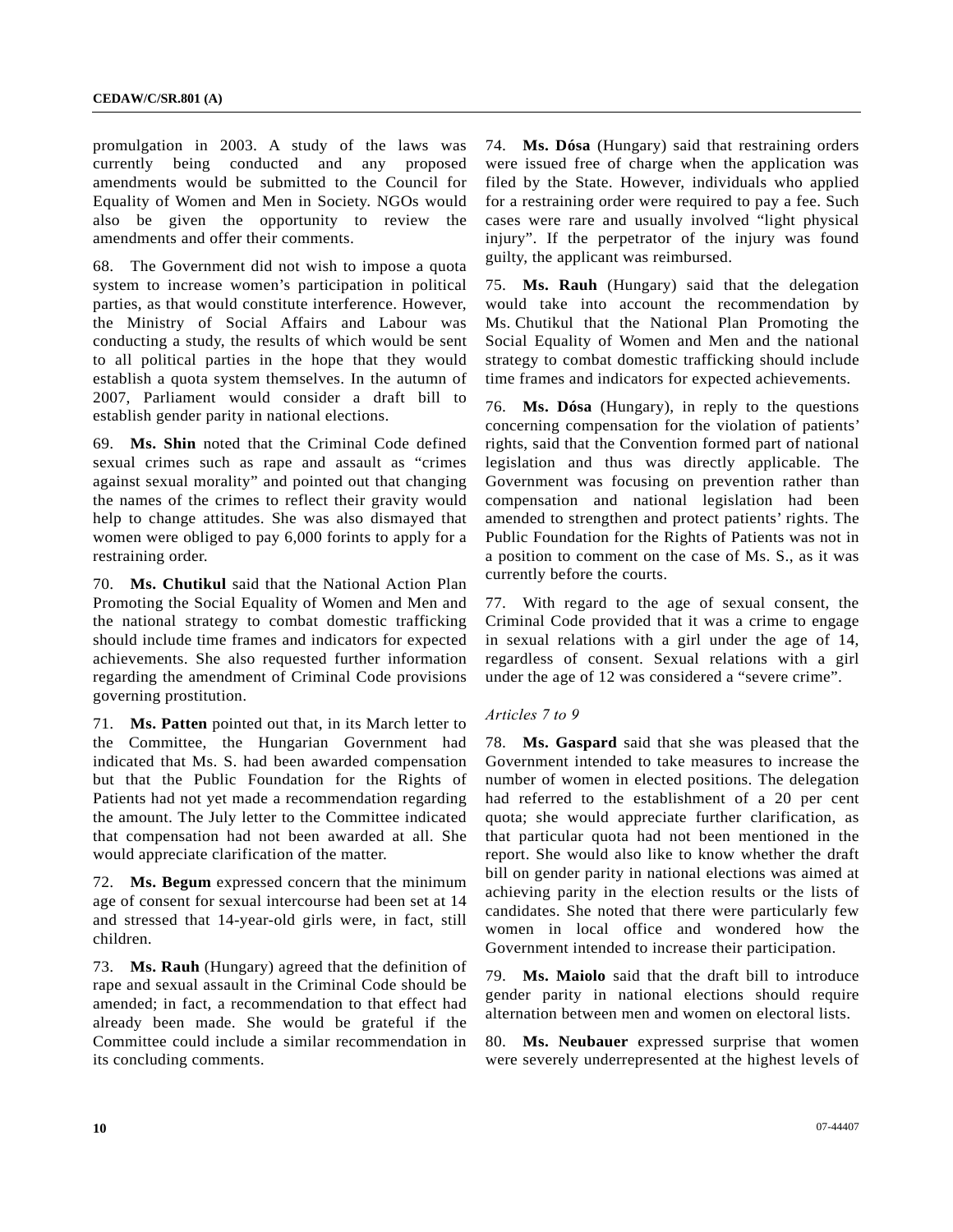promulgation in 2003. A study of the laws was currently being conducted and any proposed amendments would be submitted to the Council for Equality of Women and Men in Society. NGOs would also be given the opportunity to review the amendments and offer their comments.

68. The Government did not wish to impose a quota system to increase women's participation in political parties, as that would constitute interference. However, the Ministry of Social Affairs and Labour was conducting a study, the results of which would be sent to all political parties in the hope that they would establish a quota system themselves. In the autumn of 2007, Parliament would consider a draft bill to establish gender parity in national elections.

69. **Ms. Shin** noted that the Criminal Code defined sexual crimes such as rape and assault as "crimes against sexual morality" and pointed out that changing the names of the crimes to reflect their gravity would help to change attitudes. She was also dismayed that women were obliged to pay 6,000 forints to apply for a restraining order.

70. **Ms. Chutikul** said that the National Action Plan Promoting the Social Equality of Women and Men and the national strategy to combat domestic trafficking should include time frames and indicators for expected achievements. She also requested further information regarding the amendment of Criminal Code provisions governing prostitution.

71. **Ms. Patten** pointed out that, in its March letter to the Committee, the Hungarian Government had indicated that Ms. S. had been awarded compensation but that the Public Foundation for the Rights of Patients had not yet made a recommendation regarding the amount. The July letter to the Committee indicated that compensation had not been awarded at all. She would appreciate clarification of the matter.

72. **Ms. Begum** expressed concern that the minimum age of consent for sexual intercourse had been set at 14 and stressed that 14-year-old girls were, in fact, still children.

73. **Ms. Rauh** (Hungary) agreed that the definition of rape and sexual assault in the Criminal Code should be amended; in fact, a recommendation to that effect had already been made. She would be grateful if the Committee could include a similar recommendation in its concluding comments.

74. **Ms. Dósa** (Hungary) said that restraining orders were issued free of charge when the application was filed by the State. However, individuals who applied for a restraining order were required to pay a fee. Such cases were rare and usually involved "light physical injury". If the perpetrator of the injury was found guilty, the applicant was reimbursed.

75. **Ms. Rauh** (Hungary) said that the delegation would take into account the recommendation by Ms. Chutikul that the National Plan Promoting the Social Equality of Women and Men and the national strategy to combat domestic trafficking should include time frames and indicators for expected achievements.

76. **Ms. Dósa** (Hungary), in reply to the questions concerning compensation for the violation of patients' rights, said that the Convention formed part of national legislation and thus was directly applicable. The Government was focusing on prevention rather than compensation and national legislation had been amended to strengthen and protect patients' rights. The Public Foundation for the Rights of Patients was not in a position to comment on the case of Ms. S., as it was currently before the courts.

77. With regard to the age of sexual consent, the Criminal Code provided that it was a crime to engage in sexual relations with a girl under the age of 14, regardless of consent. Sexual relations with a girl under the age of 12 was considered a "severe crime".

*Articles 7 to 9*

78. **Ms. Gaspard** said that she was pleased that the Government intended to take measures to increase the number of women in elected positions. The delegation had referred to the establishment of a 20 per cent quota; she would appreciate further clarification, as that particular quota had not been mentioned in the report. She would also like to know whether the draft bill on gender parity in national elections was aimed at achieving parity in the election results or the lists of candidates. She noted that there were particularly few women in local office and wondered how the Government intended to increase their participation.

79. **Ms. Maiolo** said that the draft bill to introduce gender parity in national elections should require alternation between men and women on electoral lists.

80. **Ms. Neubauer** expressed surprise that women were severely underrepresented at the highest levels of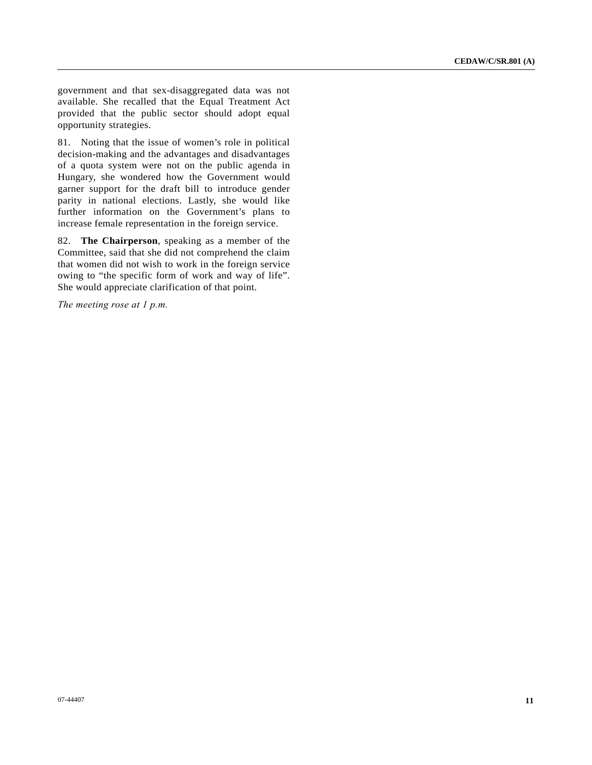government and that sex-disaggregated data was not available. She recalled that the Equal Treatment Act provided that the public sector should adopt equal opportunity strategies.

81. Noting that the issue of women's role in political decision-making and the advantages and disadvantages of a quota system were not on the public agenda in Hungary, she wondered how the Government would garner support for the draft bill to introduce gender parity in national elections. Lastly, she would like further information on the Government's plans to increase female representation in the foreign service.

82. **The Chairperson**, speaking as a member of the Committee, said that she did not comprehend the claim that women did not wish to work in the foreign service owing to "the specific form of work and way of life". She would appreciate clarification of that point.

*The meeting rose at 1 p.m.*